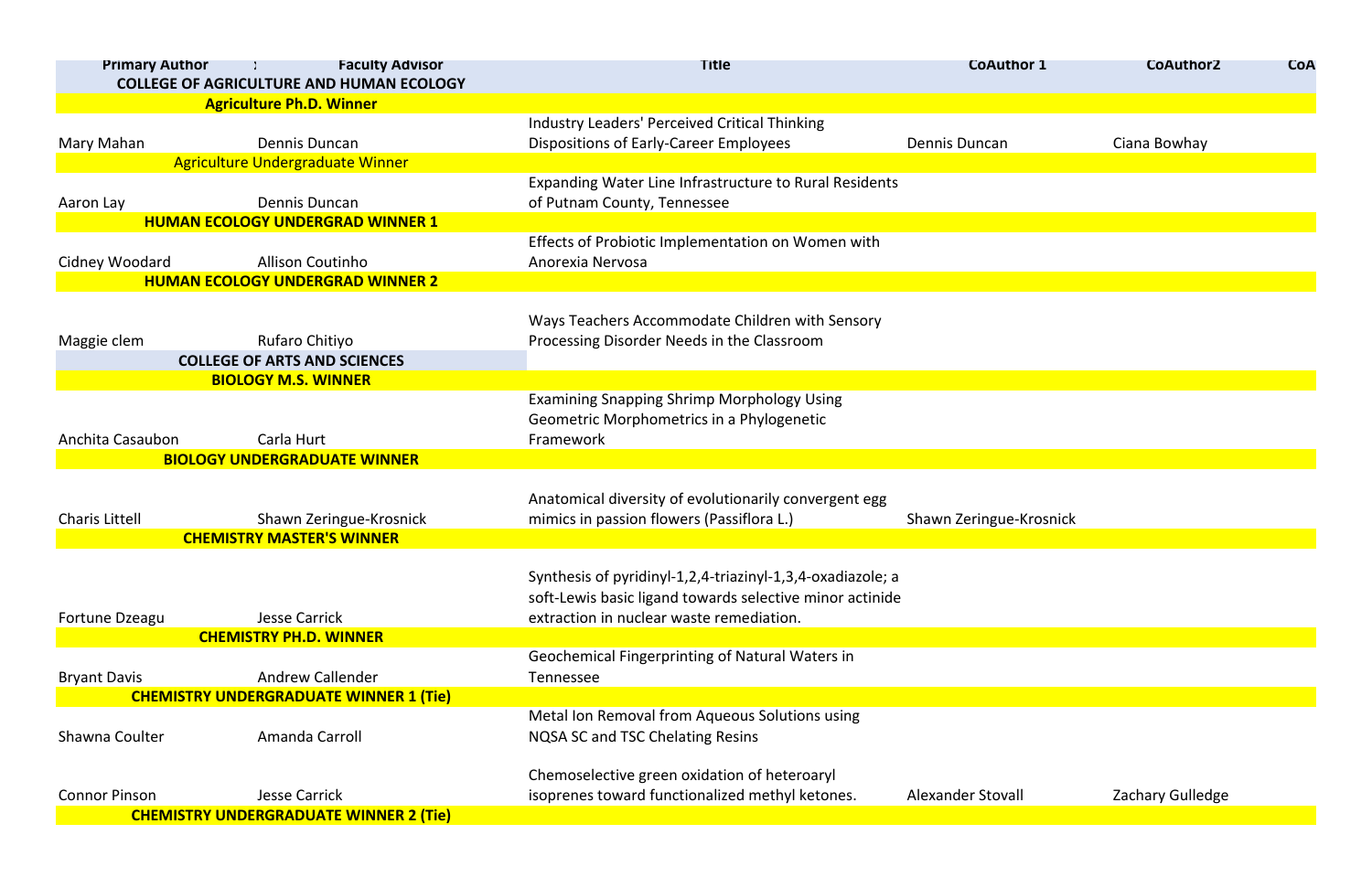| Primary Author | Faculty Advisor | Title | CoAuthor 1 | CoAuthor2 | CoA |
|---|---|---|---|---|---|
| **COLLEGE OF AGRICULTURE AND HUMAN ECOLOGY** | | | | | |
| **Agriculture Ph.D. Winner** | | | | | |
| Mary Mahan | Dennis Duncan | Industry Leaders' Perceived Critical Thinking Dispositions of Early-Career Employees | Dennis Duncan | Ciana Bowhay | |
| Agriculture Undergraduate Winner | | | | | |
| Aaron Lay | Dennis Duncan | Expanding Water Line Infrastructure to Rural Residents of Putnam County, Tennessee | | | |
| **HUMAN ECOLOGY UNDERGRAD WINNER 1** | | | | | |
| Cidney Woodard | Allison Coutinho | Effects of Probiotic Implementation on Women with Anorexia Nervosa | | | |
| **HUMAN ECOLOGY UNDERGRAD WINNER 2** | | | | | |
| Maggie clem | Rufaro Chitiyo | Ways Teachers Accommodate Children with Sensory Processing Disorder Needs in the Classroom | | | |
| **COLLEGE OF ARTS AND SCIENCES** | | | | | |
| **BIOLOGY M.S. WINNER** | | | | | |
| Anchita Casaubon | Carla Hurt | Examining Snapping Shrimp Morphology Using Geometric Morphometrics in a Phylogenetic Framework | | | |
| **BIOLOGY UNDERGRADUATE WINNER** | | | | | |
| Charis Littell | Shawn Zeringue-Krosnick | Anatomical diversity of evolutionarily convergent egg mimics in passion flowers (Passiflora L.) | Shawn Zeringue-Krosnick | | |
| **CHEMISTRY MASTER'S WINNER** | | | | | |
| Fortune Dzeagu | Jesse Carrick | Synthesis of pyridinyl-1,2,4-triazinyl-1,3,4-oxadiazole; a soft-Lewis basic ligand towards selective minor actinide extraction in nuclear waste remediation. | | | |
| **CHEMISTRY PH.D. WINNER** | | | | | |
| Bryant Davis | Andrew Callender | Geochemical Fingerprinting of Natural Waters in Tennessee | | | |
| **CHEMISTRY UNDERGRADUATE WINNER 1 (Tie)** | | | | | |
| Shawna Coulter | Amanda Carroll | Metal Ion Removal from Aqueous Solutions using NQSA SC and TSC Chelating Resins | | | |
| Connor Pinson | Jesse Carrick | Chemoselective green oxidation of heteroaryl isoprenes toward functionalized methyl ketones. | Alexander Stovall | Zachary Gulledge | |
| **CHEMISTRY UNDERGRADUATE WINNER 2 (Tie)** | | | | | |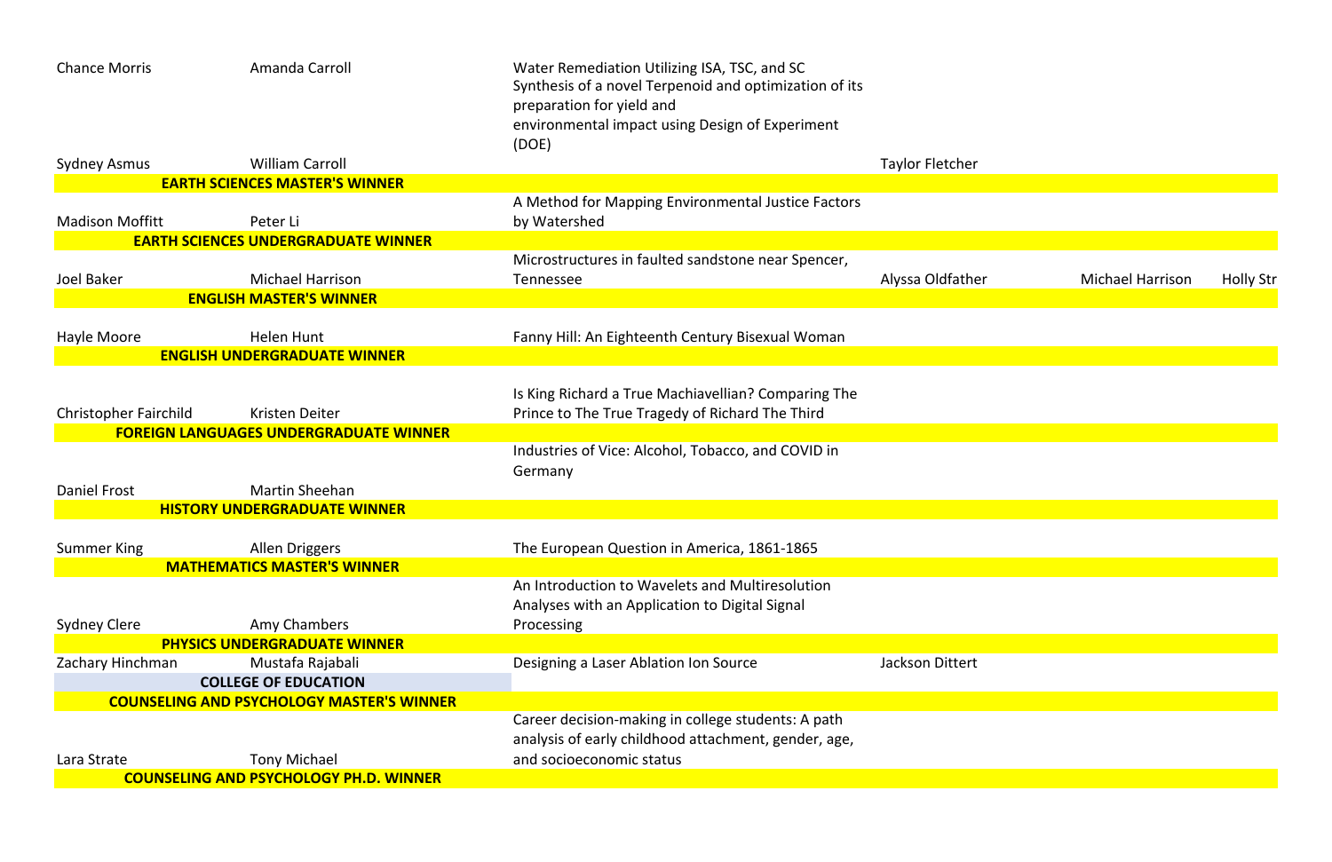| | | | | | |
|---|---|---|---|---|---|
| Chance Morris | Amanda Carroll | Water Remediation Utilizing ISA, TSC, and SC<br>Synthesis of a novel Terpenoid and optimization of its preparation for yield and environmental impact using Design of Experiment (DOE) | | | |
| Sydney Asmus | William Carroll | | Taylor Fletcher | | |
| | **EARTH SCIENCES MASTER'S WINNER** | | | | |
| Madison Moffitt | Peter Li | A Method for Mapping Environmental Justice Factors by Watershed | | | |
| | **EARTH SCIENCES UNDERGRADUATE WINNER** | | | | |
| Joel Baker | Michael Harrison | Microstructures in faulted sandstone near Spencer, Tennessee | Alyssa Oldfather | Michael Harrison | Holly Str |
| | **ENGLISH MASTER'S WINNER** | | | | |
| Hayle Moore | Helen Hunt | Fanny Hill: An Eighteenth Century Bisexual Woman | | | |
| | **ENGLISH UNDERGRADUATE WINNER** | | | | |
| Christopher Fairchild | Kristen Deiter | Is King Richard a True Machiavellian? Comparing The Prince to The True Tragedy of Richard The Third | | | |
| | **FOREIGN LANGUAGES UNDERGRADUATE WINNER** | | | | |
| Daniel Frost | Martin Sheehan | Industries of Vice: Alcohol, Tobacco, and COVID in Germany | | | |
| | **HISTORY UNDERGRADUATE WINNER** | | | | |
| Summer King | Allen Driggers | The European Question in America, 1861-1865 | | | |
| | **MATHEMATICS MASTER'S WINNER** | | | | |
| Sydney Clere | Amy Chambers | An Introduction to Wavelets and Multiresolution Analyses with an Application to Digital Signal Processing | | | |
| | **PHYSICS UNDERGRADUATE WINNER** | | | | |
| Zachary Hinchman | Mustafa Rajabali | Designing a Laser Ablation Ion Source | Jackson Dittert | | |
| | **COLLEGE OF EDUCATION** | | | | |
| | **COUNSELING AND PSYCHOLOGY MASTER'S WINNER** | | | | |
| Lara Strate | Tony Michael | Career decision-making in college students: A path analysis of early childhood attachment, gender, age, and socioeconomic status | | | |
| | **COUNSELING AND PSYCHOLOGY PH.D. WINNER** | | | | |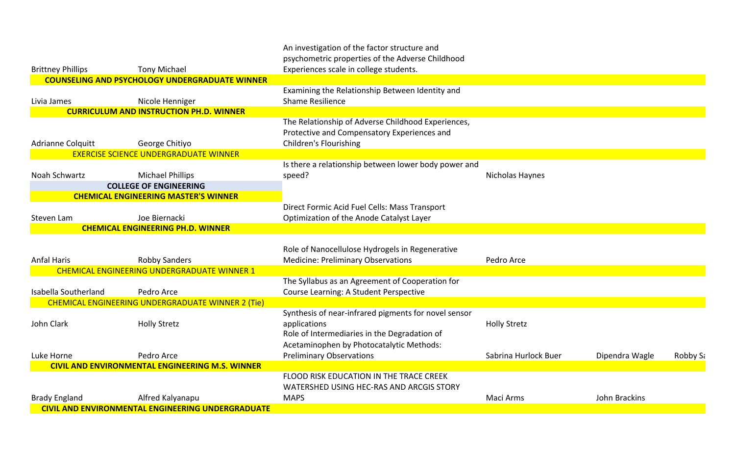| | | | | | |
|---|---|---|---|---|---|
| Brittney Phillips | Tony Michael | An investigation of the factor structure and psychometric properties of the Adverse Childhood Experiences scale in college students. | | | |
| **COUNSELING AND PSYCHOLOGY UNDERGRADUATE WINNER** | | | | | |
| Livia James | Nicole Henniger | Examining the Relationship Between Identity and Shame Resilience | | | |
| **CURRICULUM AND INSTRUCTION PH.D. WINNER** | | | | | |
| Adrianne Colquitt | George Chitiyo | The Relationship of Adverse Childhood Experiences, Protective and Compensatory Experiences and Children's Flourishing | | | |
| EXERCISE SCIENCE UNDERGRADUATE WINNER | | | | | |
| Noah Schwartz | Michael Phillips | Is there a relationship between lower body power and speed? | Nicholas Haynes | | |
| **COLLEGE OF ENGINEERING** | | | | | |
| **CHEMICAL ENGINEERING MASTER'S WINNER** | | | | | |
| Steven Lam | Joe Biernacki | Direct Formic Acid Fuel Cells: Mass Transport Optimization of the Anode Catalyst Layer | | | |
| **CHEMICAL ENGINEERING PH.D. WINNER** | | | | | |
| Anfal Haris | Robby Sanders | Role of Nanocellulose Hydrogels in Regenerative Medicine: Preliminary Observations | Pedro Arce | | |
| CHEMICAL ENGINEERING UNDERGRADUATE WINNER 1 | | | | | |
| Isabella Southerland | Pedro Arce | The Syllabus as an Agreement of Cooperation for Course Learning: A Student Perspective | | | |
| CHEMICAL ENGINEERING UNDERGRADUATE WINNER 2 (Tie) | | | | | |
| John Clark | Holly Stretz | Synthesis of near-infrared pigments for novel sensor applications | Holly Stretz | | |
| Luke Horne | Pedro Arce | Role of Intermediaries in the Degradation of Acetaminophen by Photocatalytic Methods: Preliminary Observations | Sabrina Hurlock Buer | Dipendra Wagle | Robby Sa |
| **CIVIL AND ENVIRONMENTAL ENGINEERING M.S. WINNER** | | | | | |
| Brady England | Alfred Kalyanapu | FLOOD RISK EDUCATION IN THE TRACE CREEK WATERSHED USING HEC-RAS AND ARCGIS STORY MAPS | Maci Arms | John Brackins | |
| **CIVIL AND ENVIRONMENTAL ENGINEERING UNDERGRADUATE** | | | | | |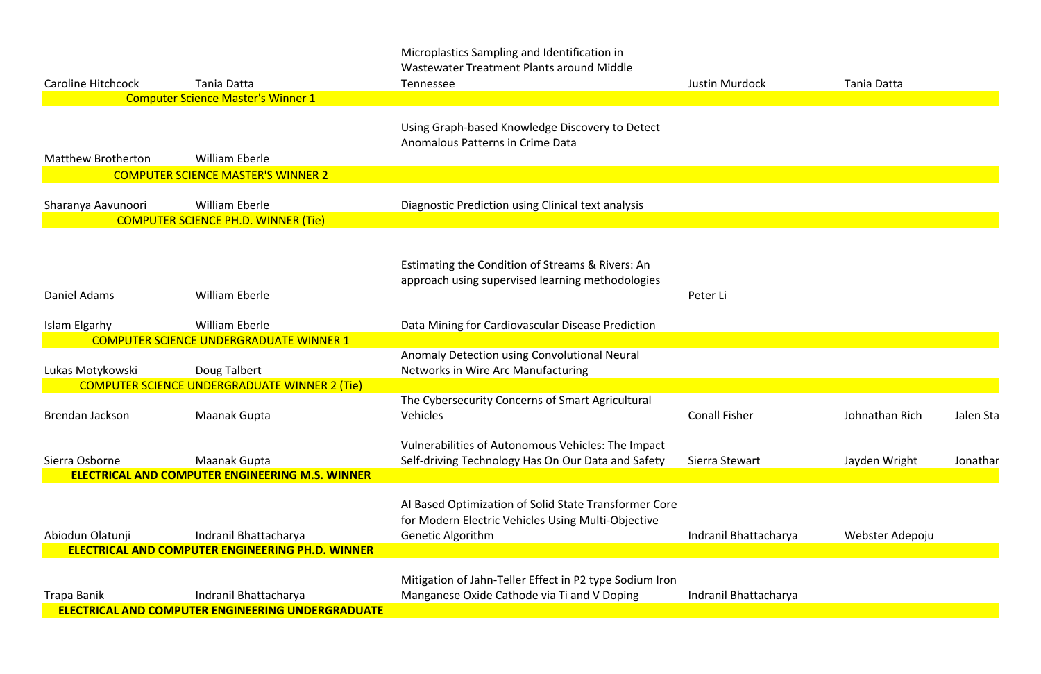| | | | | | |
|---|---|---|---|---|---|
| Caroline Hitchcock | Tania Datta | Microplastics Sampling and Identification in Wastewater Treatment Plants around Middle Tennessee | Justin Murdock | Tania Datta | |
| | **Computer Science Master's Winner 1** | | | | |
| Matthew Brotherton | William Eberle | Using Graph-based Knowledge Discovery to Detect Anomalous Patterns in Crime Data | | | |
| | **COMPUTER SCIENCE MASTER'S WINNER 2** | | | | |
| Sharanya Aavunoori | William Eberle | Diagnostic Prediction using Clinical text analysis | | | |
| | **COMPUTER SCIENCE PH.D. WINNER (Tie)** | | | | |
| Daniel Adams | William Eberle | Estimating the Condition of Streams & Rivers: An approach using supervised learning methodologies | Peter Li | | |
| Islam Elgarhy | William Eberle | Data Mining for Cardiovascular Disease Prediction | | | |
| | **COMPUTER SCIENCE UNDERGRADUATE WINNER 1** | | | | |
| Lukas Motykowski | Doug Talbert | Anomaly Detection using Convolutional Neural Networks in Wire Arc Manufacturing | | | |
| | **COMPUTER SCIENCE UNDERGRADUATE WINNER 2 (Tie)** | | | | |
| Brendan Jackson | Maanak Gupta | The Cybersecurity Concerns of Smart Agricultural Vehicles | Conall Fisher | Johnathan Rich | Jalen Sta |
| Sierra Osborne | Maanak Gupta | Vulnerabilities of Autonomous Vehicles: The Impact Self-driving Technology Has On Our Data and Safety | Sierra Stewart | Jayden Wright | Jonathar |
| | **ELECTRICAL AND COMPUTER ENGINEERING M.S. WINNER** | | | | |
| Abiodun Olatunji | Indranil Bhattacharya | AI Based Optimization of Solid State Transformer Core for Modern Electric Vehicles Using Multi-Objective Genetic Algorithm | Indranil Bhattacharya | Webster Adepoju | |
| | **ELECTRICAL AND COMPUTER ENGINEERING PH.D. WINNER** | | | | |
| Trapa Banik | Indranil Bhattacharya | Mitigation of Jahn-Teller Effect in P2 type Sodium Iron Manganese Oxide Cathode via Ti and V Doping | Indranil Bhattacharya | | |
| | **ELECTRICAL AND COMPUTER ENGINEERING UNDERGRADUATE** | | | | |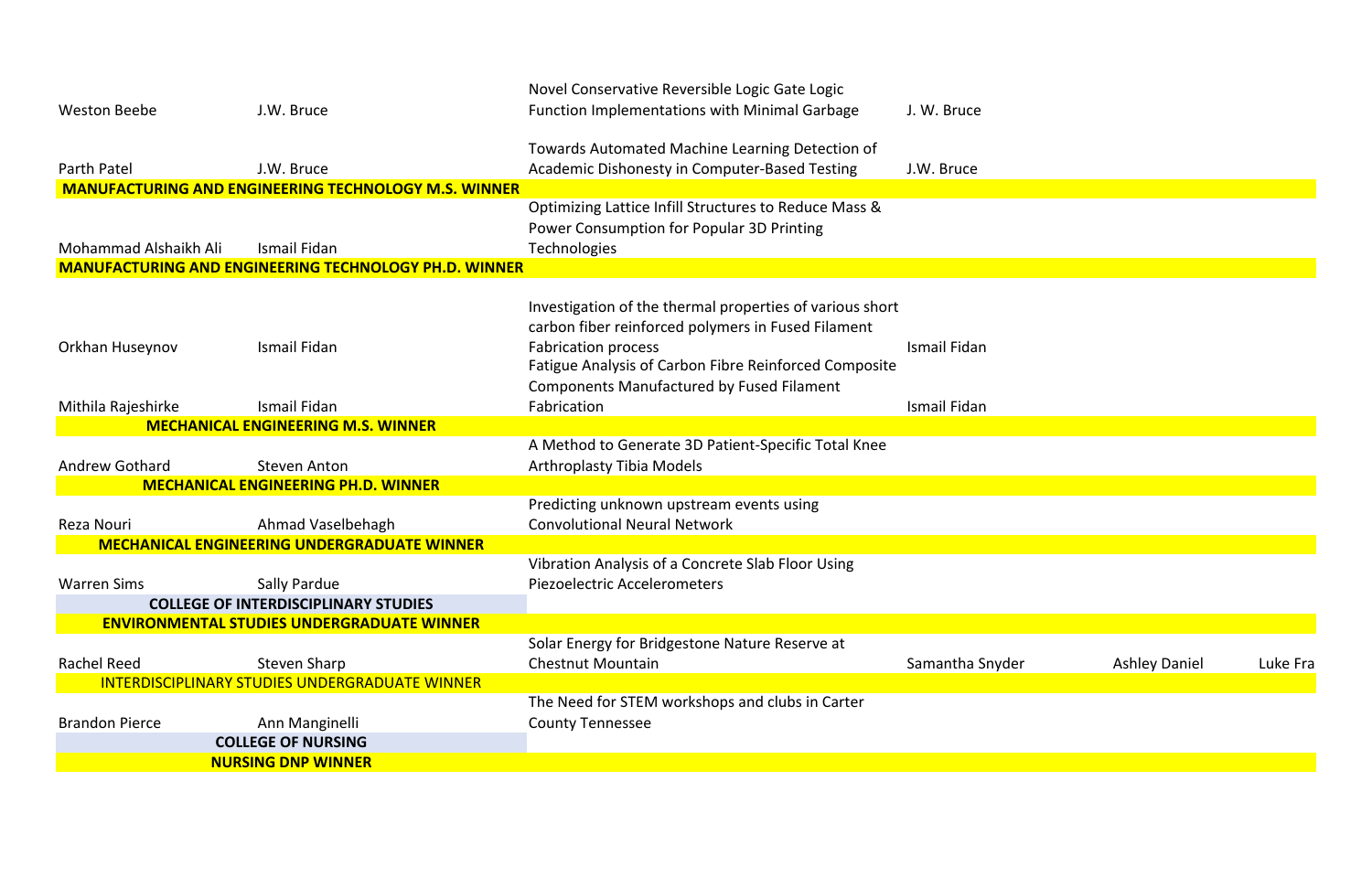| | | | | | |
|---|---|---|---|---|---|
| Weston Beebe | J.W. Bruce | Novel Conservative Reversible Logic Gate Logic Function Implementations with Minimal Garbage | J. W. Bruce | | |
| Parth Patel | J.W. Bruce | Towards Automated Machine Learning Detection of Academic Dishonesty in Computer-Based Testing | J.W. Bruce | | |
| **MANUFACTURING AND ENGINEERING TECHNOLOGY M.S. WINNER** | | | | | |
| Mohammad Alshaikh Ali | Ismail Fidan | Optimizing Lattice Infill Structures to Reduce Mass & Power Consumption for Popular 3D Printing Technologies | | | |
| **MANUFACTURING AND ENGINEERING TECHNOLOGY PH.D. WINNER** | | | | | |
| Orkhan Huseynov | Ismail Fidan | Investigation of the thermal properties of various short carbon fiber reinforced polymers in Fused Filament Fabrication process | Ismail Fidan | | |
| Mithila Rajeshirke | Ismail Fidan | Fatigue Analysis of Carbon Fibre Reinforced Composite Components Manufactured by Fused Filament Fabrication | Ismail Fidan | | |
| **MECHANICAL ENGINEERING M.S. WINNER** | | | | | |
| Andrew Gothard | Steven Anton | A Method to Generate 3D Patient-Specific Total Knee Arthroplasty Tibia Models | | | |
| **MECHANICAL ENGINEERING PH.D. WINNER** | | | | | |
| Reza Nouri | Ahmad Vaselbehagh | Predicting unknown upstream events using Convolutional Neural Network | | | |
| **MECHANICAL ENGINEERING UNDERGRADUATE WINNER** | | | | | |
| Warren Sims | Sally Pardue | Vibration Analysis of a Concrete Slab Floor Using Piezoelectric Accelerometers | | | |
| **COLLEGE OF INTERDISCIPLINARY STUDIES** | | | | | |
| **ENVIRONMENTAL STUDIES UNDERGRADUATE WINNER** | | | | | |
| Rachel Reed | Steven Sharp | Solar Energy for Bridgestone Nature Reserve at Chestnut Mountain | Samantha Snyder | Ashley Daniel | Luke Fra |
| INTERDISCIPLINARY STUDIES UNDERGRADUATE WINNER | | | | | |
| Brandon Pierce | Ann Manginelli | The Need for STEM workshops and clubs in Carter County Tennessee | | | |
| **COLLEGE OF NURSING** | | | | | |
| **NURSING DNP WINNER** | | | | | |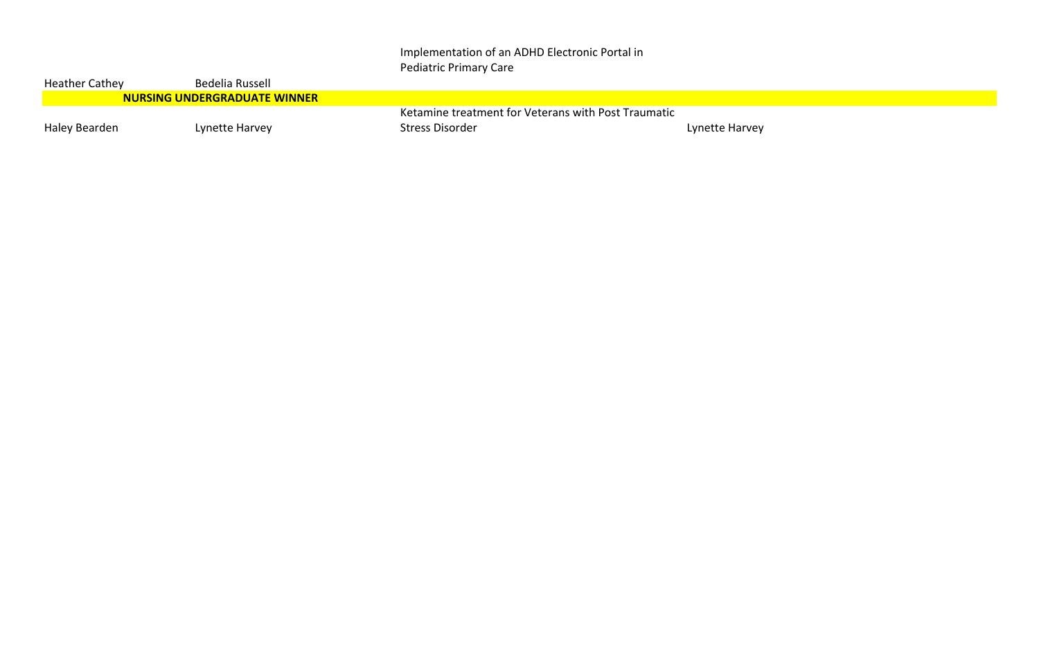| | | | |
|---|---|---|---|
| Heather Cathey | Bedelia Russell | Implementation of an ADHD Electronic Portal in Pediatric Primary Care | |
| **NURSING UNDERGRADUATE WINNER** | | | |
| Haley Bearden | Lynette Harvey | Ketamine treatment for Veterans with Post Traumatic Stress Disorder | Lynette Harvey |